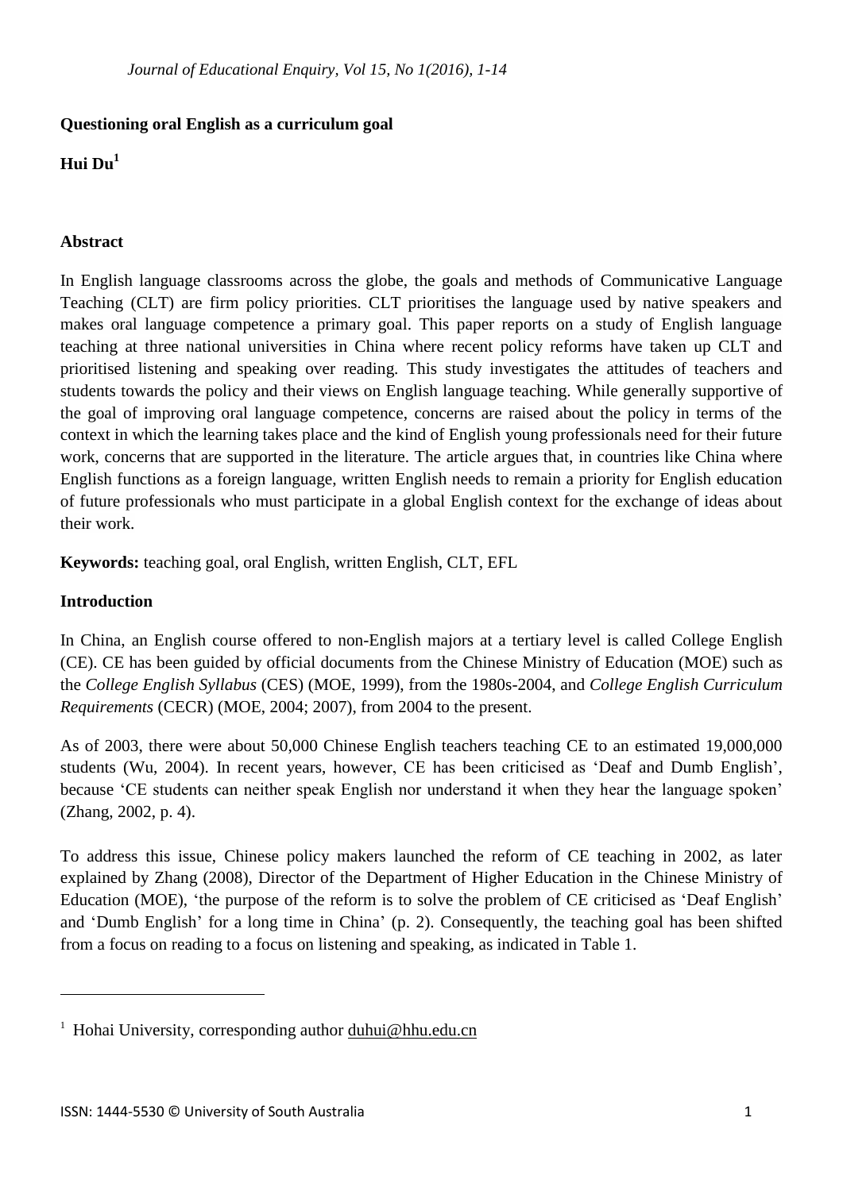# Questioning oral English as a curriculum goal

**Hui Du**[1]

## Abstract

In English language classrooms across the globe, the goals and methods of Communicative Language Teaching (CLT) are firm policy priorities. CLT prioritises the language used by native speakers and makes oral language competence a primary goal. This paper reports on a study of English language teaching at three national universities in China where recent policy reforms have taken up CLT and prioritised listening and speaking over reading. This study investigates the attitudes of teachers and students towards the policy and their views on English language teaching. While generally supportive of the goal of improving oral language competence, concerns are raised about the policy in terms of the context in which the learning takes place and the kind of English young professionals need for their future work, concerns that are supported in the literature. The article argues that, in countries like China where English functions as a foreign language, written English needs to remain a priority for English education of future professionals who must participate in a global English context for the exchange of ideas about their work.

**Keywords:** teaching goal, oral English, written English, CLT, EFL

## Introduction

In China, an English course offered to non-English majors at a tertiary level is called College English (CE). CE has been guided by official documents from the Chinese Ministry of Education (MOE) such as the *College English Syllabus* (CES) (MOE, 1999), from the 1980s-2004, and *College English Curriculum Requirements* (CECR) (MOE, 2004; 2007), from 2004 to the present.

As of 2003, there were about 50,000 Chinese English teachers teaching CE to an estimated 19,000,000 students (Wu, 2004). In recent years, however, CE has been criticised as 'Deaf and Dumb English', because 'CE students can neither speak English nor understand it when they hear the language spoken' (Zhang, 2002, p. 4).

To address this issue, Chinese policy makers launched the reform of CE teaching in 2002, as later explained by Zhang (2008), Director of the Department of Higher Education in the Chinese Ministry of Education (MOE), 'the purpose of the reform is to solve the problem of CE criticised as 'Deaf English' and 'Dumb English' for a long time in China' (p. 2). Consequently, the teaching goal has been shifted from a focus on reading to a focus on listening and speaking, as indicated in Table 1.

---

[1] Hohai University, corresponding author duhui@hhu.edu.cn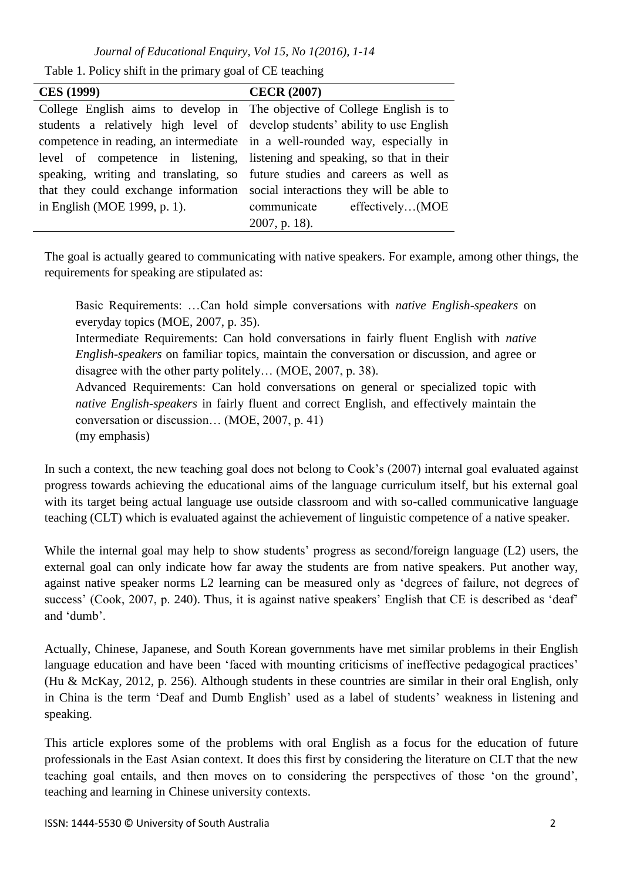Table 1. Policy shift in the primary goal of CE teaching

| CES (1999) | CECR (2007) |
|---|---|
| College English aims to develop in students a relatively high level of competence in reading, an intermediate level of competence in listening, speaking, writing and translating, so that they could exchange information in English (MOE 1999, p. 1). | The objective of College English is to develop students' ability to use English in a well-rounded way, especially in listening and speaking, so that in their future studies and careers as well as social interactions they will be able to communicate effectively…(MOE 2007, p. 18). |

The goal is actually geared to communicating with native speakers. For example, among other things, the requirements for speaking are stipulated as:

> Basic Requirements: …Can hold simple conversations with *native English-speakers* on everyday topics (MOE, 2007, p. 35).
> Intermediate Requirements: Can hold conversations in fairly fluent English with *native English-speakers* on familiar topics, maintain the conversation or discussion, and agree or disagree with the other party politely… (MOE, 2007, p. 38).
> Advanced Requirements: Can hold conversations on general or specialized topic with *native English-speakers* in fairly fluent and correct English, and effectively maintain the conversation or discussion… (MOE, 2007, p. 41)
> (my emphasis)

In such a context, the new teaching goal does not belong to Cook's (2007) internal goal evaluated against progress towards achieving the educational aims of the language curriculum itself, but his external goal with its target being actual language use outside classroom and with so-called communicative language teaching (CLT) which is evaluated against the achievement of linguistic competence of a native speaker.

While the internal goal may help to show students' progress as second/foreign language (L2) users, the external goal can only indicate how far away the students are from native speakers. Put another way, against native speaker norms L2 learning can be measured only as 'degrees of failure, not degrees of success' (Cook, 2007, p. 240). Thus, it is against native speakers' English that CE is described as 'deaf' and 'dumb'.

Actually, Chinese, Japanese, and South Korean governments have met similar problems in their English language education and have been 'faced with mounting criticisms of ineffective pedagogical practices' (Hu & McKay, 2012, p. 256). Although students in these countries are similar in their oral English, only in China is the term 'Deaf and Dumb English' used as a label of students' weakness in listening and speaking.

This article explores some of the problems with oral English as a focus for the education of future professionals in the East Asian context. It does this first by considering the literature on CLT that the new teaching goal entails, and then moves on to considering the perspectives of those 'on the ground', teaching and learning in Chinese university contexts.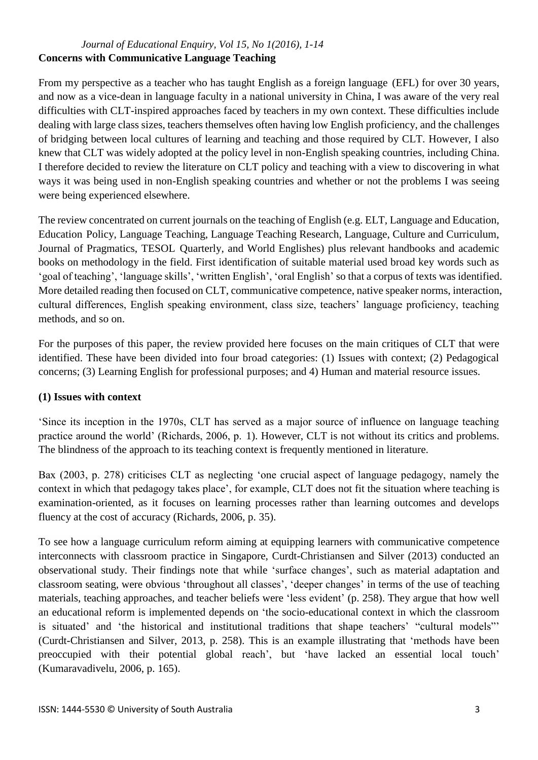## Concerns with Communicative Language Teaching

From my perspective as a teacher who has taught English as a foreign language (EFL) for over 30 years, and now as a vice-dean in language faculty in a national university in China, I was aware of the very real difficulties with CLT-inspired approaches faced by teachers in my own context. These difficulties include dealing with large class sizes, teachers themselves often having low English proficiency, and the challenges of bridging between local cultures of learning and teaching and those required by CLT. However, I also knew that CLT was widely adopted at the policy level in non-English speaking countries, including China. I therefore decided to review the literature on CLT policy and teaching with a view to discovering in what ways it was being used in non-English speaking countries and whether or not the problems I was seeing were being experienced elsewhere.

The review concentrated on current journals on the teaching of English (e.g. ELT, Language and Education, Education Policy, Language Teaching, Language Teaching Research, Language, Culture and Curriculum, Journal of Pragmatics, TESOL Quarterly, and World Englishes) plus relevant handbooks and academic books on methodology in the field. First identification of suitable material used broad key words such as 'goal of teaching', 'language skills', 'written English', 'oral English' so that a corpus of texts was identified. More detailed reading then focused on CLT, communicative competence, native speaker norms, interaction, cultural differences, English speaking environment, class size, teachers' language proficiency, teaching methods, and so on.

For the purposes of this paper, the review provided here focuses on the main critiques of CLT that were identified. These have been divided into four broad categories: (1) Issues with context; (2) Pedagogical concerns; (3) Learning English for professional purposes; and 4) Human and material resource issues.

### (1) Issues with context

'Since its inception in the 1970s, CLT has served as a major source of influence on language teaching practice around the world' (Richards, 2006, p. 1). However, CLT is not without its critics and problems. The blindness of the approach to its teaching context is frequently mentioned in literature.

Bax (2003, p. 278) criticises CLT as neglecting 'one crucial aspect of language pedagogy, namely the context in which that pedagogy takes place', for example, CLT does not fit the situation where teaching is examination-oriented, as it focuses on learning processes rather than learning outcomes and develops fluency at the cost of accuracy (Richards, 2006, p. 35).

To see how a language curriculum reform aiming at equipping learners with communicative competence interconnects with classroom practice in Singapore, Curdt-Christiansen and Silver (2013) conducted an observational study. Their findings note that while 'surface changes', such as material adaptation and classroom seating, were obvious 'throughout all classes', 'deeper changes' in terms of the use of teaching materials, teaching approaches, and teacher beliefs were 'less evident' (p. 258). They argue that how well an educational reform is implemented depends on 'the socio-educational context in which the classroom is situated' and 'the historical and institutional traditions that shape teachers' "cultural models"' (Curdt-Christiansen and Silver, 2013, p. 258). This is an example illustrating that 'methods have been preoccupied with their potential global reach', but 'have lacked an essential local touch' (Kumaravadivelu, 2006, p. 165).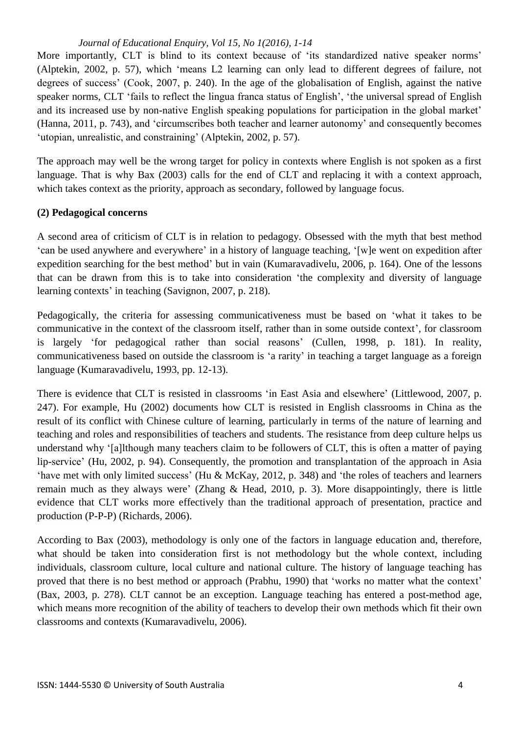More importantly, CLT is blind to its context because of 'its standardized native speaker norms' (Alptekin, 2002, p. 57), which 'means L2 learning can only lead to different degrees of failure, not degrees of success' (Cook, 2007, p. 240). In the age of the globalisation of English, against the native speaker norms, CLT 'fails to reflect the lingua franca status of English', 'the universal spread of English and its increased use by non-native English speaking populations for participation in the global market' (Hanna, 2011, p. 743), and 'circumscribes both teacher and learner autonomy' and consequently becomes 'utopian, unrealistic, and constraining' (Alptekin, 2002, p. 57).

The approach may well be the wrong target for policy in contexts where English is not spoken as a first language. That is why Bax (2003) calls for the end of CLT and replacing it with a context approach, which takes context as the priority, approach as secondary, followed by language focus.

**(2) Pedagogical concerns**

A second area of criticism of CLT is in relation to pedagogy. Obsessed with the myth that best method 'can be used anywhere and everywhere' in a history of language teaching, '[w]e went on expedition after expedition searching for the best method' but in vain (Kumaravadivelu, 2006, p. 164). One of the lessons that can be drawn from this is to take into consideration 'the complexity and diversity of language learning contexts' in teaching (Savignon, 2007, p. 218).

Pedagogically, the criteria for assessing communicativeness must be based on 'what it takes to be communicative in the context of the classroom itself, rather than in some outside context', for classroom is largely 'for pedagogical rather than social reasons' (Cullen, 1998, p. 181). In reality, communicativeness based on outside the classroom is 'a rarity' in teaching a target language as a foreign language (Kumaravadivelu, 1993, pp. 12-13).

There is evidence that CLT is resisted in classrooms 'in East Asia and elsewhere' (Littlewood, 2007, p. 247). For example, Hu (2002) documents how CLT is resisted in English classrooms in China as the result of its conflict with Chinese culture of learning, particularly in terms of the nature of learning and teaching and roles and responsibilities of teachers and students. The resistance from deep culture helps us understand why '[a]lthough many teachers claim to be followers of CLT, this is often a matter of paying lip-service' (Hu, 2002, p. 94). Consequently, the promotion and transplantation of the approach in Asia 'have met with only limited success' (Hu & McKay, 2012, p. 348) and 'the roles of teachers and learners remain much as they always were' (Zhang & Head, 2010, p. 3). More disappointingly, there is little evidence that CLT works more effectively than the traditional approach of presentation, practice and production (P-P-P) (Richards, 2006).

According to Bax (2003), methodology is only one of the factors in language education and, therefore, what should be taken into consideration first is not methodology but the whole context, including individuals, classroom culture, local culture and national culture. The history of language teaching has proved that there is no best method or approach (Prabhu, 1990) that 'works no matter what the context' (Bax, 2003, p. 278). CLT cannot be an exception. Language teaching has entered a post-method age, which means more recognition of the ability of teachers to develop their own methods which fit their own classrooms and contexts (Kumaravadivelu, 2006).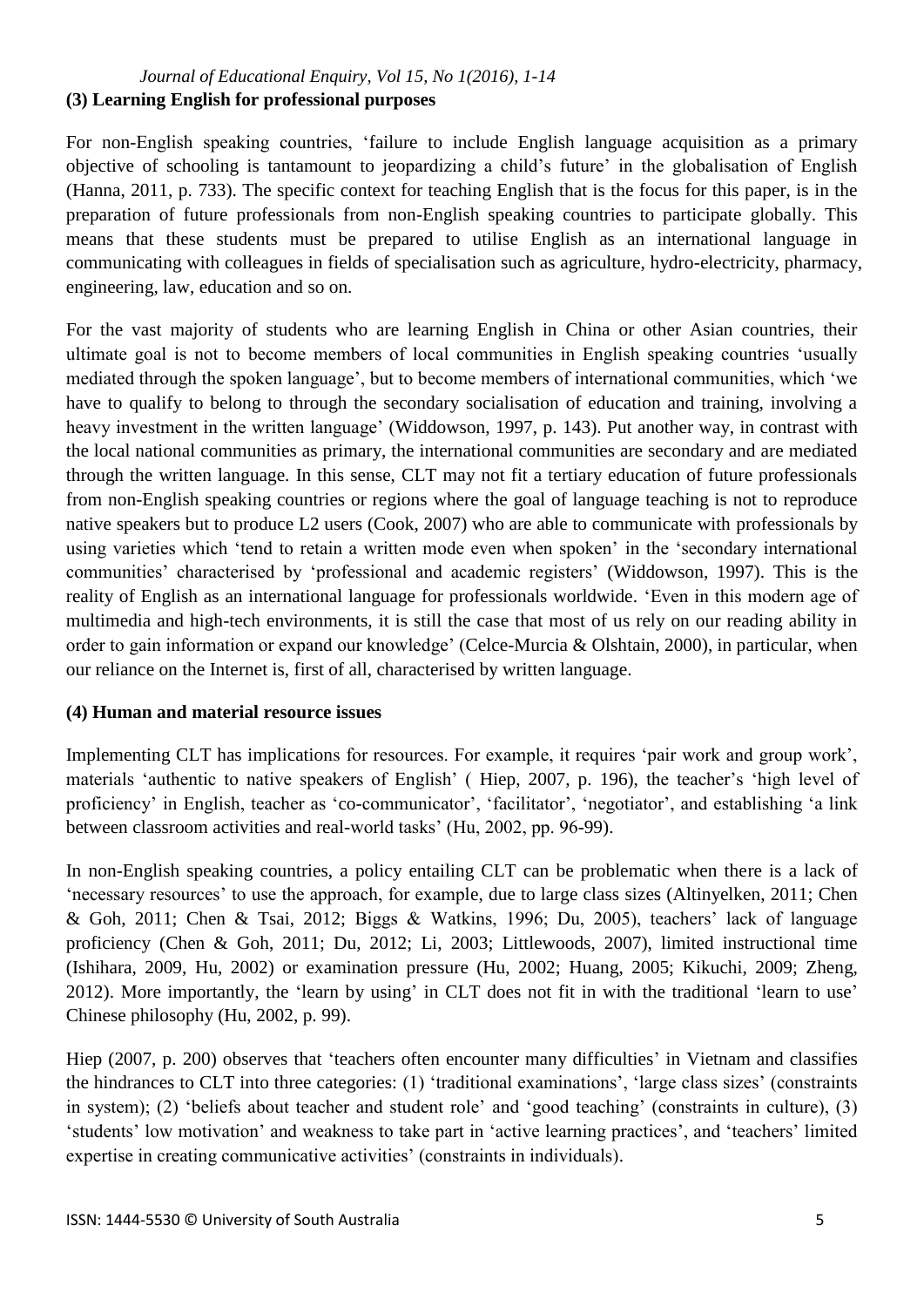**(3) Learning English for professional purposes**

For non-English speaking countries, 'failure to include English language acquisition as a primary objective of schooling is tantamount to jeopardizing a child's future' in the globalisation of English (Hanna, 2011, p. 733). The specific context for teaching English that is the focus for this paper, is in the preparation of future professionals from non-English speaking countries to participate globally. This means that these students must be prepared to utilise English as an international language in communicating with colleagues in fields of specialisation such as agriculture, hydro-electricity, pharmacy, engineering, law, education and so on.

For the vast majority of students who are learning English in China or other Asian countries, their ultimate goal is not to become members of local communities in English speaking countries 'usually mediated through the spoken language', but to become members of international communities, which 'we have to qualify to belong to through the secondary socialisation of education and training, involving a heavy investment in the written language' (Widdowson, 1997, p. 143). Put another way, in contrast with the local national communities as primary, the international communities are secondary and are mediated through the written language. In this sense, CLT may not fit a tertiary education of future professionals from non-English speaking countries or regions where the goal of language teaching is not to reproduce native speakers but to produce L2 users (Cook, 2007) who are able to communicate with professionals by using varieties which 'tend to retain a written mode even when spoken' in the 'secondary international communities' characterised by 'professional and academic registers' (Widdowson, 1997). This is the reality of English as an international language for professionals worldwide. 'Even in this modern age of multimedia and high-tech environments, it is still the case that most of us rely on our reading ability in order to gain information or expand our knowledge' (Celce-Murcia & Olshtain, 2000), in particular, when our reliance on the Internet is, first of all, characterised by written language.

**(4) Human and material resource issues**

Implementing CLT has implications for resources. For example, it requires 'pair work and group work', materials 'authentic to native speakers of English' ( Hiep, 2007, p. 196), the teacher's 'high level of proficiency' in English, teacher as 'co-communicator', 'facilitator', 'negotiator', and establishing 'a link between classroom activities and real-world tasks' (Hu, 2002, pp. 96-99).

In non-English speaking countries, a policy entailing CLT can be problematic when there is a lack of 'necessary resources' to use the approach, for example, due to large class sizes (Altinyelken, 2011; Chen & Goh, 2011; Chen & Tsai, 2012; Biggs & Watkins, 1996; Du, 2005), teachers' lack of language proficiency (Chen & Goh, 2011; Du, 2012; Li, 2003; Littlewoods, 2007), limited instructional time (Ishihara, 2009, Hu, 2002) or examination pressure (Hu, 2002; Huang, 2005; Kikuchi, 2009; Zheng, 2012). More importantly, the 'learn by using' in CLT does not fit in with the traditional 'learn to use' Chinese philosophy (Hu, 2002, p. 99).

Hiep (2007, p. 200) observes that 'teachers often encounter many difficulties' in Vietnam and classifies the hindrances to CLT into three categories: (1) 'traditional examinations', 'large class sizes' (constraints in system); (2) 'beliefs about teacher and student role' and 'good teaching' (constraints in culture), (3) 'students' low motivation' and weakness to take part in 'active learning practices', and 'teachers' limited expertise in creating communicative activities' (constraints in individuals).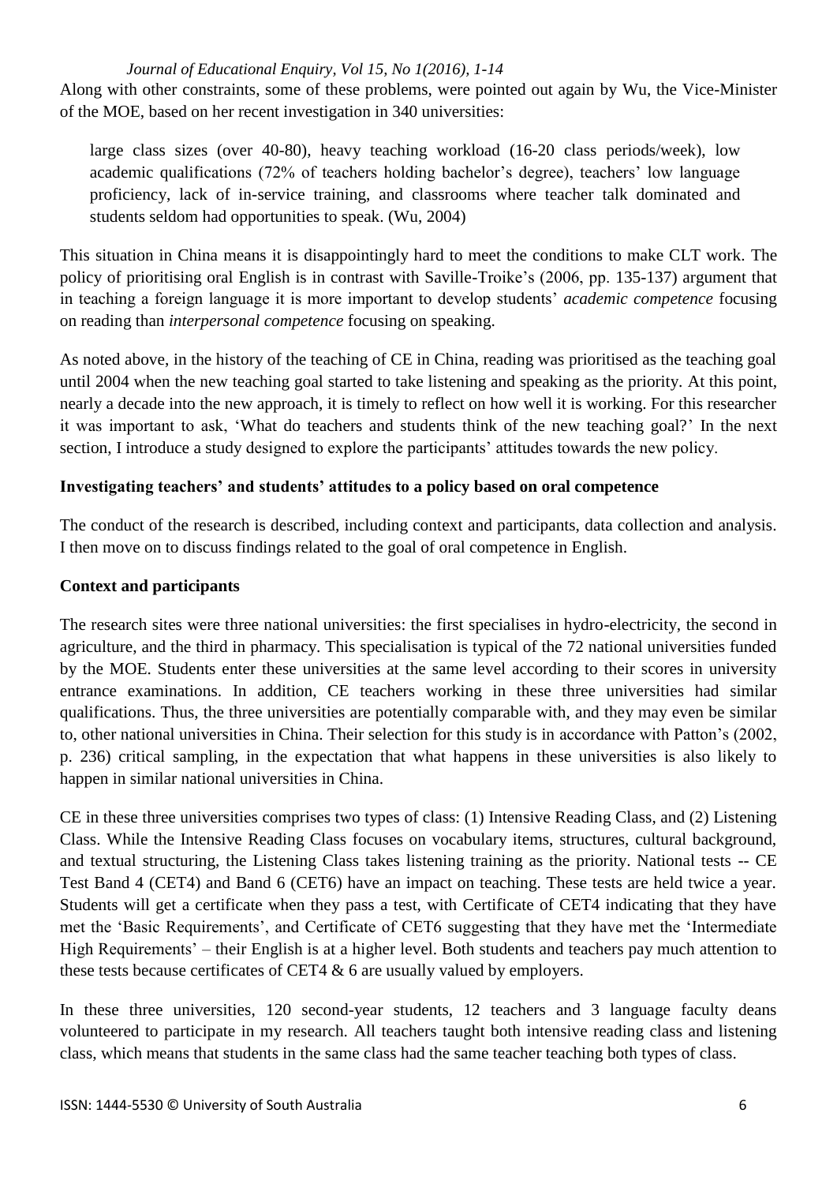Along with other constraints, some of these problems, were pointed out again by Wu, the Vice-Minister of the MOE, based on her recent investigation in 340 universities:

> large class sizes (over 40-80), heavy teaching workload (16-20 class periods/week), low academic qualifications (72% of teachers holding bachelor's degree), teachers' low language proficiency, lack of in-service training, and classrooms where teacher talk dominated and students seldom had opportunities to speak. (Wu, 2004)

This situation in China means it is disappointingly hard to meet the conditions to make CLT work. The policy of prioritising oral English is in contrast with Saville-Troike's (2006, pp. 135-137) argument that in teaching a foreign language it is more important to develop students' *academic competence* focusing on reading than *interpersonal competence* focusing on speaking.

As noted above, in the history of the teaching of CE in China, reading was prioritised as the teaching goal until 2004 when the new teaching goal started to take listening and speaking as the priority. At this point, nearly a decade into the new approach, it is timely to reflect on how well it is working. For this researcher it was important to ask, 'What do teachers and students think of the new teaching goal?' In the next section, I introduce a study designed to explore the participants' attitudes towards the new policy.

**Investigating teachers' and students' attitudes to a policy based on oral competence**

The conduct of the research is described, including context and participants, data collection and analysis. I then move on to discuss findings related to the goal of oral competence in English.

**Context and participants**

The research sites were three national universities: the first specialises in hydro-electricity, the second in agriculture, and the third in pharmacy. This specialisation is typical of the 72 national universities funded by the MOE. Students enter these universities at the same level according to their scores in university entrance examinations. In addition, CE teachers working in these three universities had similar qualifications. Thus, the three universities are potentially comparable with, and they may even be similar to, other national universities in China. Their selection for this study is in accordance with Patton's (2002, p. 236) critical sampling, in the expectation that what happens in these universities is also likely to happen in similar national universities in China.

CE in these three universities comprises two types of class: (1) Intensive Reading Class, and (2) Listening Class. While the Intensive Reading Class focuses on vocabulary items, structures, cultural background, and textual structuring, the Listening Class takes listening training as the priority. National tests -- CE Test Band 4 (CET4) and Band 6 (CET6) have an impact on teaching. These tests are held twice a year. Students will get a certificate when they pass a test, with Certificate of CET4 indicating that they have met the 'Basic Requirements', and Certificate of CET6 suggesting that they have met the 'Intermediate High Requirements' – their English is at a higher level. Both students and teachers pay much attention to these tests because certificates of CET4 & 6 are usually valued by employers.

In these three universities, 120 second-year students, 12 teachers and 3 language faculty deans volunteered to participate in my research. All teachers taught both intensive reading class and listening class, which means that students in the same class had the same teacher teaching both types of class.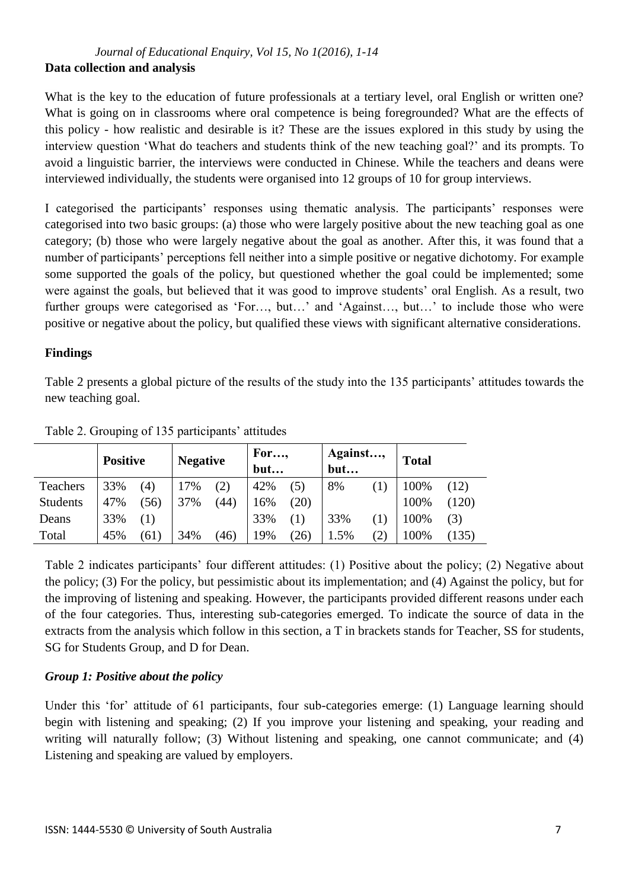## Data collection and analysis

What is the key to the education of future professionals at a tertiary level, oral English or written one? What is going on in classrooms where oral competence is being foregrounded? What are the effects of this policy - how realistic and desirable is it? These are the issues explored in this study by using the interview question 'What do teachers and students think of the new teaching goal?' and its prompts. To avoid a linguistic barrier, the interviews were conducted in Chinese. While the teachers and deans were interviewed individually, the students were organised into 12 groups of 10 for group interviews.

I categorised the participants' responses using thematic analysis. The participants' responses were categorised into two basic groups: (a) those who were largely positive about the new teaching goal as one category; (b) those who were largely negative about the goal as another. After this, it was found that a number of participants' perceptions fell neither into a simple positive or negative dichotomy. For example some supported the goals of the policy, but questioned whether the goal could be implemented; some were against the goals, but believed that it was good to improve students' oral English. As a result, two further groups were categorised as 'For…, but…' and 'Against…, but…' to include those who were positive or negative about the policy, but qualified these views with significant alternative considerations.

## Findings

Table 2 presents a global picture of the results of the study into the 135 participants' attitudes towards the new teaching goal.

Table 2. Grouping of 135 participants' attitudes

| | **Positive** | | **Negative** | | **For…, but…** | | **Against…, but…** | | **Total** | |
|---|---|---|---|---|---|---|---|---|---|---|
| Teachers | 33% | (4) | 17% | (2) | 42% | (5) | 8% | (1) | 100% | (12) |
| Students | 47% | (56) | 37% | (44) | 16% | (20) | | | 100% | (120) |
| Deans | 33% | (1) | | | 33% | (1) | 33% | (1) | 100% | (3) |
| Total | 45% | (61) | 34% | (46) | 19% | (26) | 1.5% | (2) | 100% | (135) |

Table 2 indicates participants' four different attitudes: (1) Positive about the policy; (2) Negative about the policy; (3) For the policy, but pessimistic about its implementation; and (4) Against the policy, but for the improving of listening and speaking. However, the participants provided different reasons under each of the four categories. Thus, interesting sub-categories emerged. To indicate the source of data in the extracts from the analysis which follow in this section, a T in brackets stands for Teacher, SS for students, SG for Students Group, and D for Dean.

### *Group 1: Positive about the policy*

Under this 'for' attitude of 61 participants, four sub-categories emerge: (1) Language learning should begin with listening and speaking; (2) If you improve your listening and speaking, your reading and writing will naturally follow; (3) Without listening and speaking, one cannot communicate; and (4) Listening and speaking are valued by employers.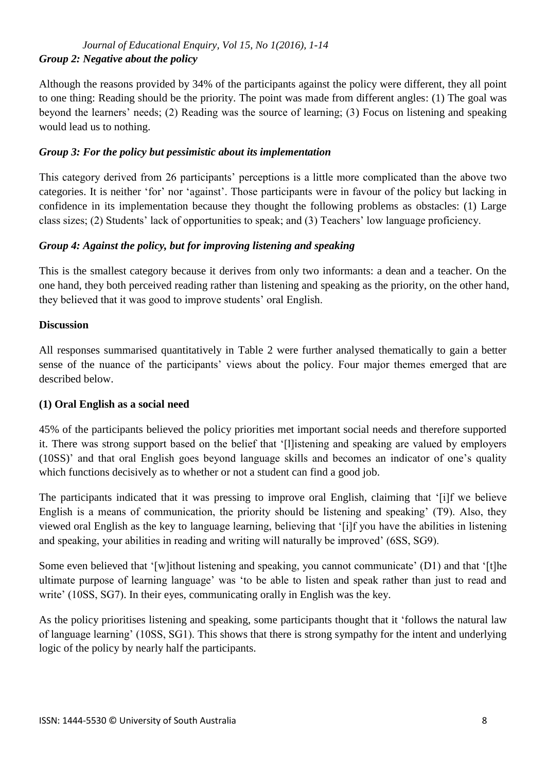### *Group 2: Negative about the policy*

Although the reasons provided by 34% of the participants against the policy were different, they all point to one thing: Reading should be the priority. The point was made from different angles: (1) The goal was beyond the learners' needs; (2) Reading was the source of learning; (3) Focus on listening and speaking would lead us to nothing.

### *Group 3: For the policy but pessimistic about its implementation*

This category derived from 26 participants' perceptions is a little more complicated than the above two categories. It is neither 'for' nor 'against'. Those participants were in favour of the policy but lacking in confidence in its implementation because they thought the following problems as obstacles: (1) Large class sizes; (2) Students' lack of opportunities to speak; and (3) Teachers' low language proficiency.

### *Group 4: Against the policy, but for improving listening and speaking*

This is the smallest category because it derives from only two informants: a dean and a teacher. On the one hand, they both perceived reading rather than listening and speaking as the priority, on the other hand, they believed that it was good to improve students' oral English.

## **Discussion**

All responses summarised quantitatively in Table 2 were further analysed thematically to gain a better sense of the nuance of the participants' views about the policy. Four major themes emerged that are described below.

### **(1) Oral English as a social need**

45% of the participants believed the policy priorities met important social needs and therefore supported it. There was strong support based on the belief that '[l]istening and speaking are valued by employers (10SS)' and that oral English goes beyond language skills and becomes an indicator of one's quality which functions decisively as to whether or not a student can find a good job.

The participants indicated that it was pressing to improve oral English, claiming that '[i]f we believe English is a means of communication, the priority should be listening and speaking' (T9). Also, they viewed oral English as the key to language learning, believing that '[i]f you have the abilities in listening and speaking, your abilities in reading and writing will naturally be improved' (6SS, SG9).

Some even believed that '[w]ithout listening and speaking, you cannot communicate' (D1) and that '[t]he ultimate purpose of learning language' was 'to be able to listen and speak rather than just to read and write' (10SS, SG7). In their eyes, communicating orally in English was the key.

As the policy prioritises listening and speaking, some participants thought that it 'follows the natural law of language learning' (10SS, SG1). This shows that there is strong sympathy for the intent and underlying logic of the policy by nearly half the participants.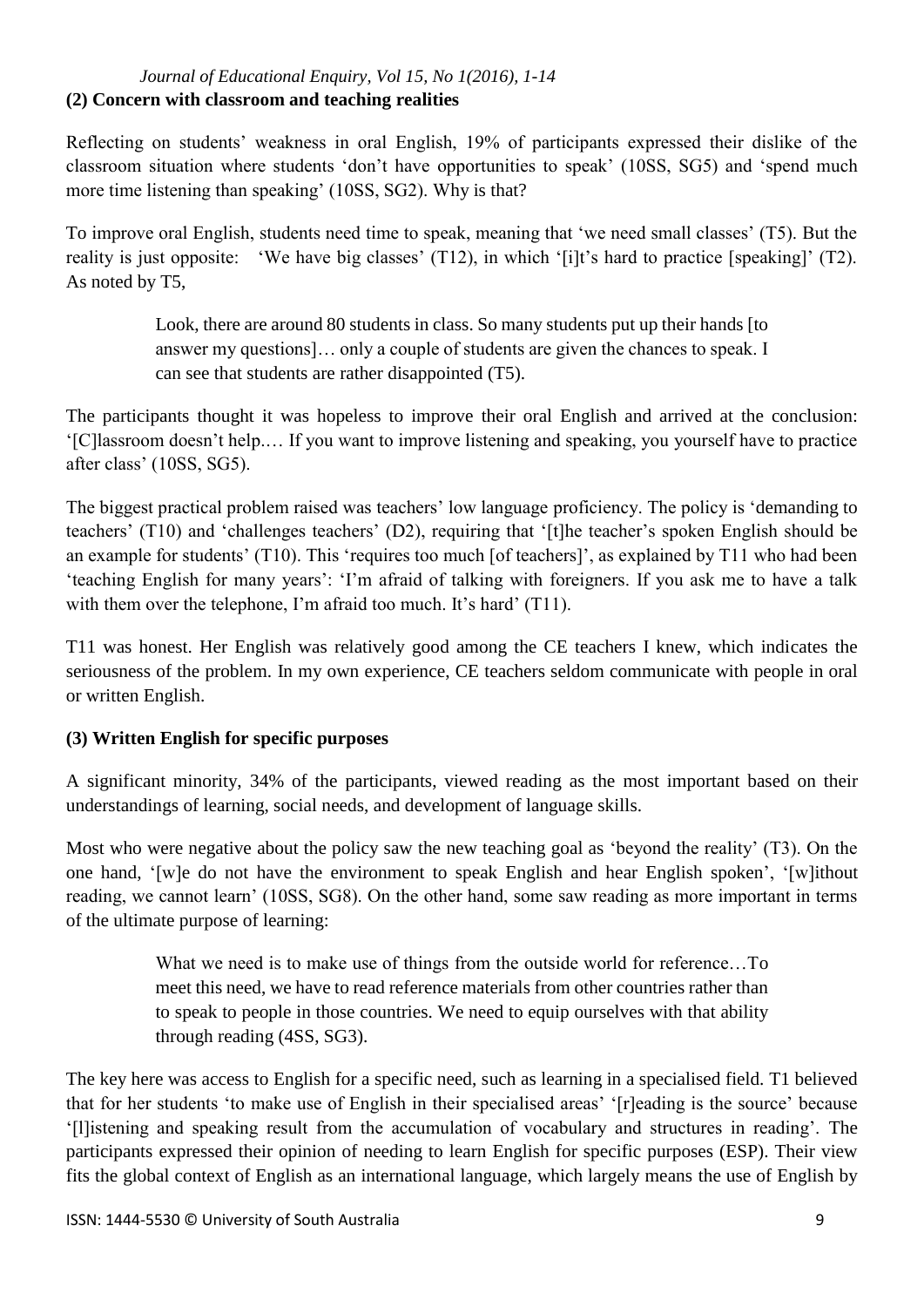**(2) Concern with classroom and teaching realities**

Reflecting on students' weakness in oral English, 19% of participants expressed their dislike of the classroom situation where students 'don't have opportunities to speak' (10SS, SG5) and 'spend much more time listening than speaking' (10SS, SG2). Why is that?

To improve oral English, students need time to speak, meaning that 'we need small classes' (T5). But the reality is just opposite: 'We have big classes' (T12), in which '[i]t's hard to practice [speaking]' (T2). As noted by T5,

> Look, there are around 80 students in class. So many students put up their hands [to answer my questions]… only a couple of students are given the chances to speak. I can see that students are rather disappointed (T5).

The participants thought it was hopeless to improve their oral English and arrived at the conclusion: '[C]lassroom doesn't help.… If you want to improve listening and speaking, you yourself have to practice after class' (10SS, SG5).

The biggest practical problem raised was teachers' low language proficiency. The policy is 'demanding to teachers' (T10) and 'challenges teachers' (D2), requiring that '[t]he teacher's spoken English should be an example for students' (T10). This 'requires too much [of teachers]', as explained by T11 who had been 'teaching English for many years': 'I'm afraid of talking with foreigners. If you ask me to have a talk with them over the telephone, I'm afraid too much. It's hard' (T11).

T11 was honest. Her English was relatively good among the CE teachers I knew, which indicates the seriousness of the problem. In my own experience, CE teachers seldom communicate with people in oral or written English.

**(3) Written English for specific purposes**

A significant minority, 34% of the participants, viewed reading as the most important based on their understandings of learning, social needs, and development of language skills.

Most who were negative about the policy saw the new teaching goal as 'beyond the reality' (T3). On the one hand, '[w]e do not have the environment to speak English and hear English spoken', '[w]ithout reading, we cannot learn' (10SS, SG8). On the other hand, some saw reading as more important in terms of the ultimate purpose of learning:

> What we need is to make use of things from the outside world for reference…To meet this need, we have to read reference materials from other countries rather than to speak to people in those countries. We need to equip ourselves with that ability through reading (4SS, SG3).

The key here was access to English for a specific need, such as learning in a specialised field. T1 believed that for her students 'to make use of English in their specialised areas' '[r]eading is the source' because '[l]istening and speaking result from the accumulation of vocabulary and structures in reading'. The participants expressed their opinion of needing to learn English for specific purposes (ESP). Their view fits the global context of English as an international language, which largely means the use of English by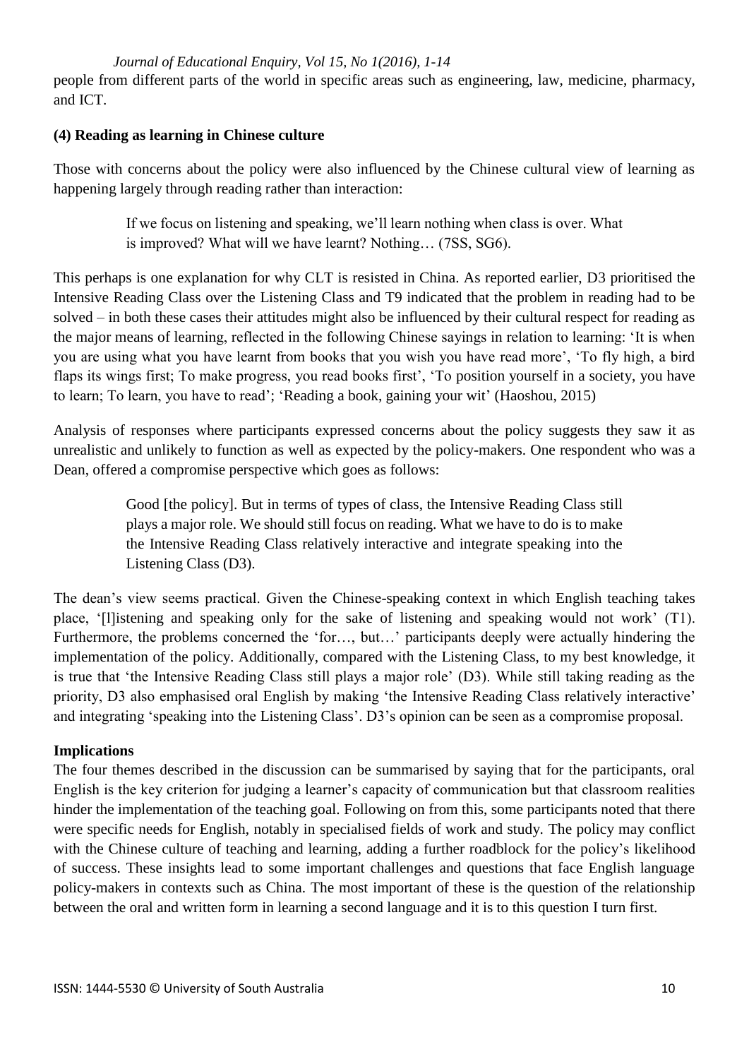people from different parts of the world in specific areas such as engineering, law, medicine, pharmacy, and ICT.

**(4) Reading as learning in Chinese culture**

Those with concerns about the policy were also influenced by the Chinese cultural view of learning as happening largely through reading rather than interaction:

> If we focus on listening and speaking, we'll learn nothing when class is over. What is improved? What will we have learnt? Nothing… (7SS, SG6).

This perhaps is one explanation for why CLT is resisted in China. As reported earlier, D3 prioritised the Intensive Reading Class over the Listening Class and T9 indicated that the problem in reading had to be solved – in both these cases their attitudes might also be influenced by their cultural respect for reading as the major means of learning, reflected in the following Chinese sayings in relation to learning: 'It is when you are using what you have learnt from books that you wish you have read more', 'To fly high, a bird flaps its wings first; To make progress, you read books first', 'To position yourself in a society, you have to learn; To learn, you have to read'; 'Reading a book, gaining your wit' (Haoshou, 2015)

Analysis of responses where participants expressed concerns about the policy suggests they saw it as unrealistic and unlikely to function as well as expected by the policy-makers. One respondent who was a Dean, offered a compromise perspective which goes as follows:

> Good [the policy]. But in terms of types of class, the Intensive Reading Class still plays a major role. We should still focus on reading. What we have to do is to make the Intensive Reading Class relatively interactive and integrate speaking into the Listening Class (D3).

The dean's view seems practical. Given the Chinese-speaking context in which English teaching takes place, '[l]istening and speaking only for the sake of listening and speaking would not work' (T1). Furthermore, the problems concerned the 'for…, but…' participants deeply were actually hindering the implementation of the policy. Additionally, compared with the Listening Class, to my best knowledge, it is true that 'the Intensive Reading Class still plays a major role' (D3). While still taking reading as the priority, D3 also emphasised oral English by making 'the Intensive Reading Class relatively interactive' and integrating 'speaking into the Listening Class'. D3's opinion can be seen as a compromise proposal.

**Implications**

The four themes described in the discussion can be summarised by saying that for the participants, oral English is the key criterion for judging a learner's capacity of communication but that classroom realities hinder the implementation of the teaching goal. Following on from this, some participants noted that there were specific needs for English, notably in specialised fields of work and study. The policy may conflict with the Chinese culture of teaching and learning, adding a further roadblock for the policy's likelihood of success. These insights lead to some important challenges and questions that face English language policy-makers in contexts such as China. The most important of these is the question of the relationship between the oral and written form in learning a second language and it is to this question I turn first.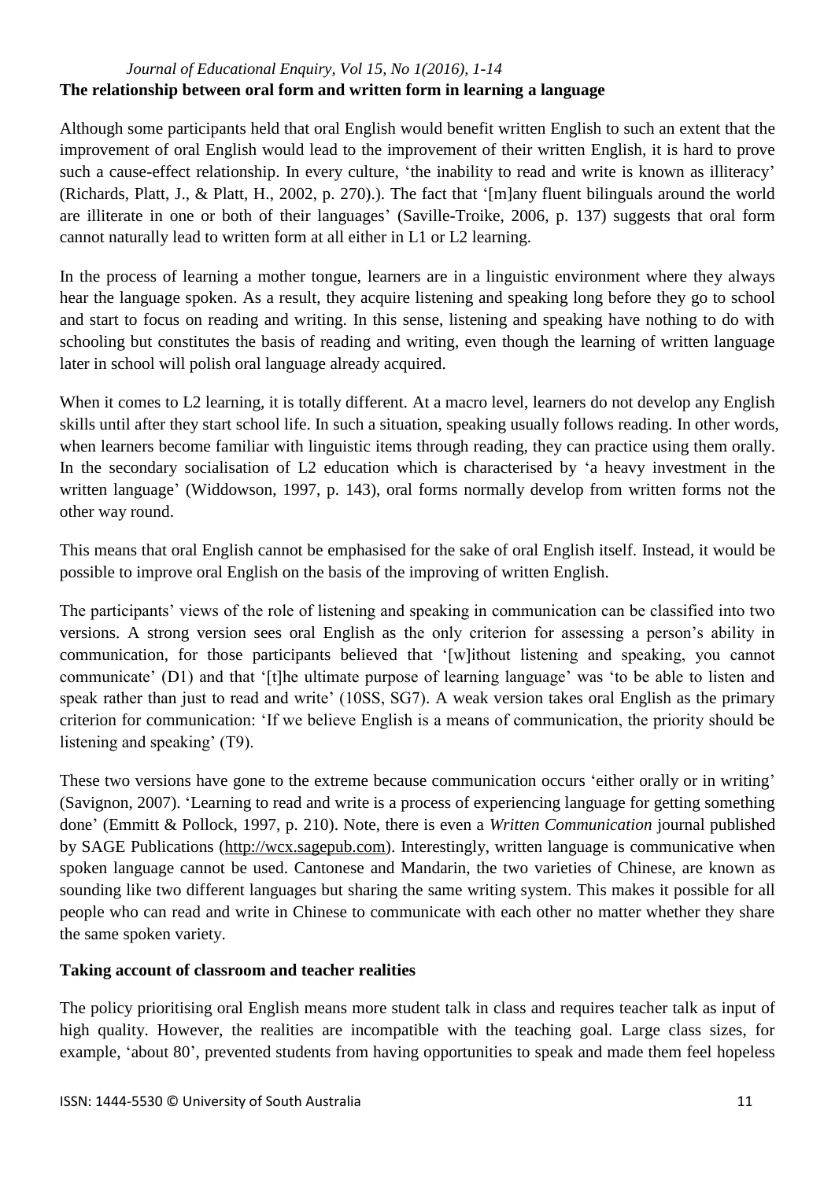**The relationship between oral form and written form in learning a language**

Although some participants held that oral English would benefit written English to such an extent that the improvement of oral English would lead to the improvement of their written English, it is hard to prove such a cause-effect relationship. In every culture, 'the inability to read and write is known as illiteracy' (Richards, Platt, J., & Platt, H., 2002, p. 270).). The fact that '[m]any fluent bilinguals around the world are illiterate in one or both of their languages' (Saville-Troike, 2006, p. 137) suggests that oral form cannot naturally lead to written form at all either in L1 or L2 learning.

In the process of learning a mother tongue, learners are in a linguistic environment where they always hear the language spoken. As a result, they acquire listening and speaking long before they go to school and start to focus on reading and writing. In this sense, listening and speaking have nothing to do with schooling but constitutes the basis of reading and writing, even though the learning of written language later in school will polish oral language already acquired.

When it comes to L2 learning, it is totally different. At a macro level, learners do not develop any English skills until after they start school life. In such a situation, speaking usually follows reading. In other words, when learners become familiar with linguistic items through reading, they can practice using them orally. In the secondary socialisation of L2 education which is characterised by 'a heavy investment in the written language' (Widdowson, 1997, p. 143), oral forms normally develop from written forms not the other way round.

This means that oral English cannot be emphasised for the sake of oral English itself. Instead, it would be possible to improve oral English on the basis of the improving of written English.

The participants' views of the role of listening and speaking in communication can be classified into two versions. A strong version sees oral English as the only criterion for assessing a person's ability in communication, for those participants believed that '[w]ithout listening and speaking, you cannot communicate' (D1) and that '[t]he ultimate purpose of learning language' was 'to be able to listen and speak rather than just to read and write' (10SS, SG7). A weak version takes oral English as the primary criterion for communication: 'If we believe English is a means of communication, the priority should be listening and speaking' (T9).

These two versions have gone to the extreme because communication occurs 'either orally or in writing' (Savignon, 2007). 'Learning to read and write is a process of experiencing language for getting something done' (Emmitt & Pollock, 1997, p. 210). Note, there is even a *Written Communication* journal published by SAGE Publications (http://wcx.sagepub.com). Interestingly, written language is communicative when spoken language cannot be used. Cantonese and Mandarin, the two varieties of Chinese, are known as sounding like two different languages but sharing the same writing system. This makes it possible for all people who can read and write in Chinese to communicate with each other no matter whether they share the same spoken variety.

**Taking account of classroom and teacher realities**

The policy prioritising oral English means more student talk in class and requires teacher talk as input of high quality. However, the realities are incompatible with the teaching goal. Large class sizes, for example, 'about 80', prevented students from having opportunities to speak and made them feel hopeless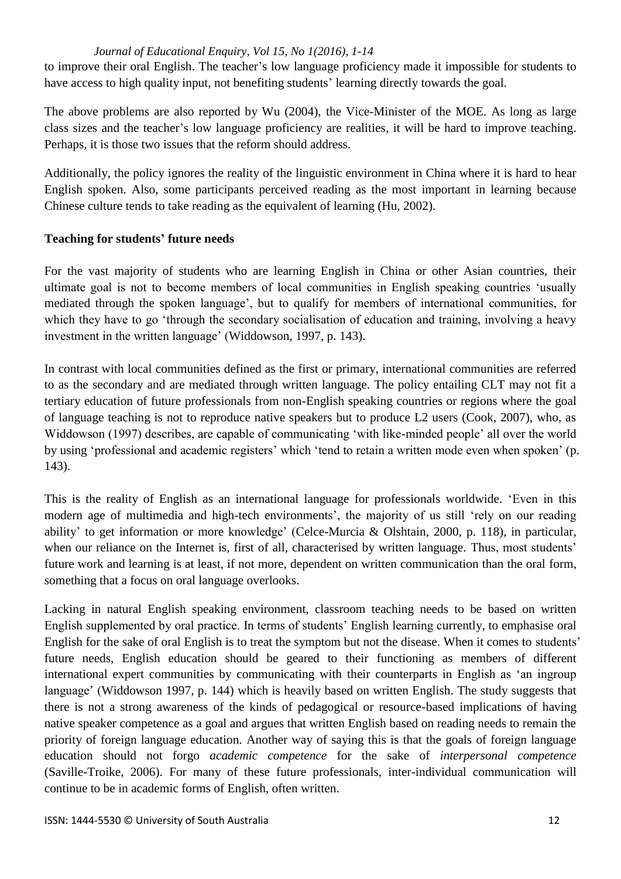to improve their oral English. The teacher's low language proficiency made it impossible for students to have access to high quality input, not benefiting students' learning directly towards the goal.

The above problems are also reported by Wu (2004), the Vice-Minister of the MOE. As long as large class sizes and the teacher's low language proficiency are realities, it will be hard to improve teaching. Perhaps, it is those two issues that the reform should address.

Additionally, the policy ignores the reality of the linguistic environment in China where it is hard to hear English spoken. Also, some participants perceived reading as the most important in learning because Chinese culture tends to take reading as the equivalent of learning (Hu, 2002).

**Teaching for students' future needs**

For the vast majority of students who are learning English in China or other Asian countries, their ultimate goal is not to become members of local communities in English speaking countries 'usually mediated through the spoken language', but to qualify for members of international communities, for which they have to go 'through the secondary socialisation of education and training, involving a heavy investment in the written language' (Widdowson, 1997, p. 143).

In contrast with local communities defined as the first or primary, international communities are referred to as the secondary and are mediated through written language. The policy entailing CLT may not fit a tertiary education of future professionals from non-English speaking countries or regions where the goal of language teaching is not to reproduce native speakers but to produce L2 users (Cook, 2007), who, as Widdowson (1997) describes, are capable of communicating 'with like-minded people' all over the world by using 'professional and academic registers' which 'tend to retain a written mode even when spoken' (p. 143).

This is the reality of English as an international language for professionals worldwide. 'Even in this modern age of multimedia and high-tech environments', the majority of us still 'rely on our reading ability' to get information or more knowledge' (Celce-Murcia & Olshtain, 2000, p. 118), in particular, when our reliance on the Internet is, first of all, characterised by written language. Thus, most students' future work and learning is at least, if not more, dependent on written communication than the oral form, something that a focus on oral language overlooks.

Lacking in natural English speaking environment, classroom teaching needs to be based on written English supplemented by oral practice. In terms of students' English learning currently, to emphasise oral English for the sake of oral English is to treat the symptom but not the disease. When it comes to students' future needs, English education should be geared to their functioning as members of different international expert communities by communicating with their counterparts in English as 'an ingroup language' (Widdowson 1997, p. 144) which is heavily based on written English. The study suggests that there is not a strong awareness of the kinds of pedagogical or resource-based implications of having native speaker competence as a goal and argues that written English based on reading needs to remain the priority of foreign language education. Another way of saying this is that the goals of foreign language education should not forgo *academic competence* for the sake of *interpersonal competence* (Saville-Troike, 2006). For many of these future professionals, inter-individual communication will continue to be in academic forms of English, often written.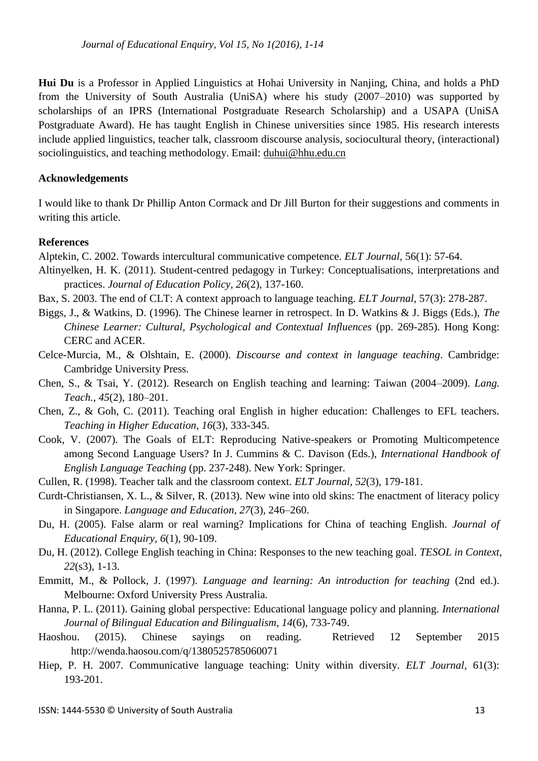**Hui Du** is a Professor in Applied Linguistics at Hohai University in Nanjing, China, and holds a PhD from the University of South Australia (UniSA) where his study (2007–2010) was supported by scholarships of an IPRS (International Postgraduate Research Scholarship) and a USAPA (UniSA Postgraduate Award). He has taught English in Chinese universities since 1985. His research interests include applied linguistics, teacher talk, classroom discourse analysis, sociocultural theory, (interactional) sociolinguistics, and teaching methodology. Email: duhui@hhu.edu.cn

**Acknowledgements**

I would like to thank Dr Phillip Anton Cormack and Dr Jill Burton for their suggestions and comments in writing this article.

**References**

Alptekin, C. 2002. Towards intercultural communicative competence. *ELT Journal,* 56(1): 57-64.

Altinyelken, H. K. (2011). Student-centred pedagogy in Turkey: Conceptualisations, interpretations and practices. *Journal of Education Policy, 26*(2), 137-160.

Bax, S. 2003. The end of CLT: A context approach to language teaching. *ELT Journal,* 57(3): 278-287.

Biggs, J., & Watkins, D. (1996). The Chinese learner in retrospect. In D. Watkins & J. Biggs (Eds.), *The Chinese Learner: Cultural, Psychological and Contextual Influences* (pp. 269-285). Hong Kong: CERC and ACER.

Celce-Murcia, M., & Olshtain, E. (2000). *Discourse and context in language teaching*. Cambridge: Cambridge University Press.

Chen, S., & Tsai, Y. (2012). Research on English teaching and learning: Taiwan (2004–2009). *Lang. Teach., 45*(2), 180–201.

Chen, Z., & Goh, C. (2011). Teaching oral English in higher education: Challenges to EFL teachers. *Teaching in Higher Education, 16*(3), 333-345.

Cook, V. (2007). The Goals of ELT: Reproducing Native-speakers or Promoting Multicompetence among Second Language Users? In J. Cummins & C. Davison (Eds.), *International Handbook of English Language Teaching* (pp. 237-248). New York: Springer.

Cullen, R. (1998). Teacher talk and the classroom context. *ELT Journal, 52*(3), 179-181.

Curdt-Christiansen, X. L., & Silver, R. (2013). New wine into old skins: The enactment of literacy policy in Singapore. *Language and Education, 27*(3), 246–260.

Du, H. (2005). False alarm or real warning? Implications for China of teaching English. *Journal of Educational Enquiry, 6*(1), 90-109.

Du, H. (2012). College English teaching in China: Responses to the new teaching goal. *TESOL in Context, 22*(s3), 1-13.

Emmitt, M., & Pollock, J. (1997). *Language and learning: An introduction for teaching* (2nd ed.). Melbourne: Oxford University Press Australia.

Hanna, P. L. (2011). Gaining global perspective: Educational language policy and planning. *International Journal of Bilingual Education and Bilingualism, 14*(6), 733-749.

Haoshou. (2015). Chinese sayings on reading. Retrieved 12 September 2015 http://wenda.haosou.com/q/1380525785060071

Hiep, P. H. 2007. Communicative language teaching: Unity within diversity. *ELT Journal,* 61(3): 193-201.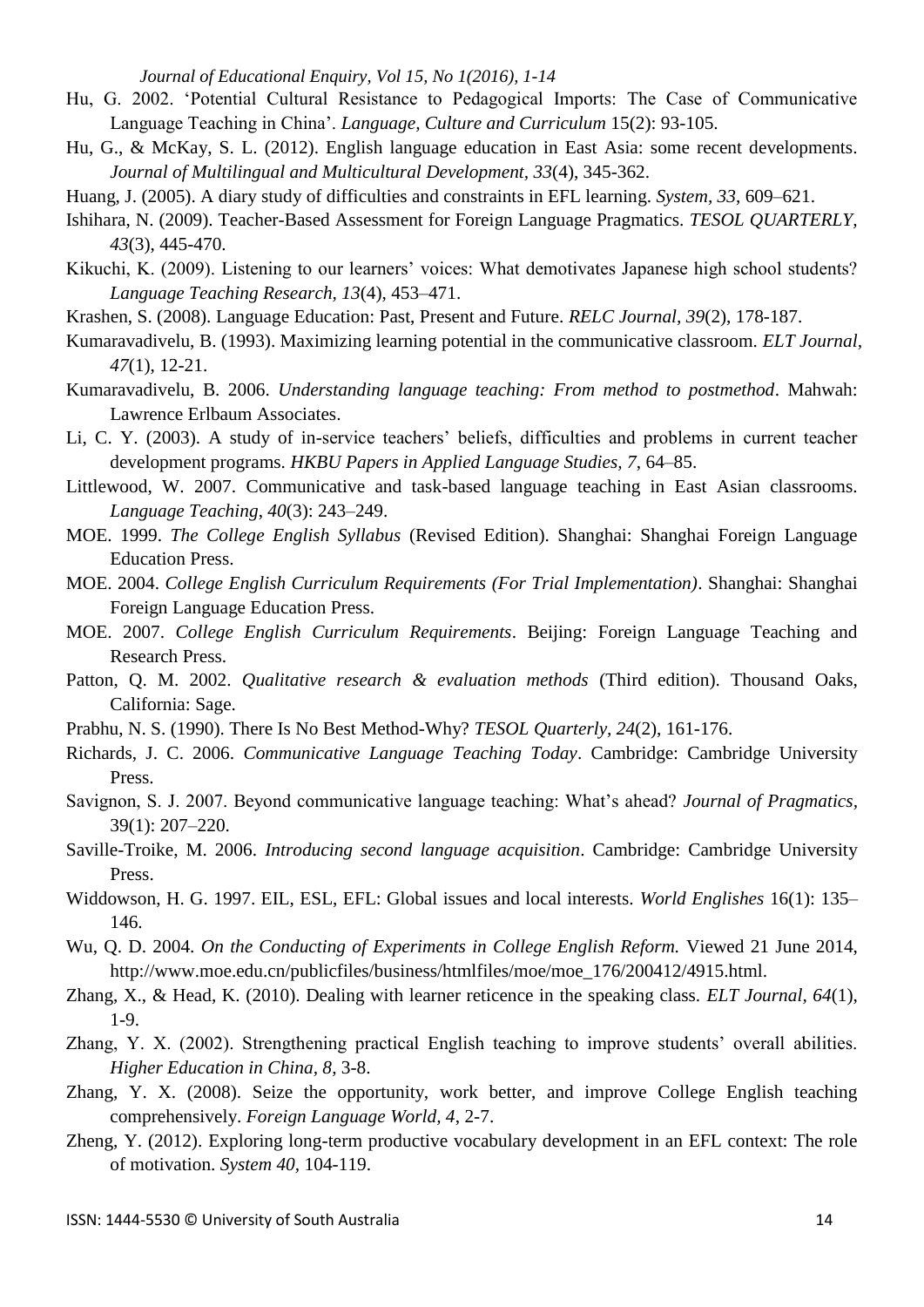Hu, G. 2002. 'Potential Cultural Resistance to Pedagogical Imports: The Case of Communicative Language Teaching in China'. *Language, Culture and Curriculum* 15(2): 93-105.

Hu, G., & McKay, S. L. (2012). English language education in East Asia: some recent developments. *Journal of Multilingual and Multicultural Development, 33*(4), 345-362.

Huang, J. (2005). A diary study of difficulties and constraints in EFL learning. *System, 33*, 609–621.

Ishihara, N. (2009). Teacher-Based Assessment for Foreign Language Pragmatics. *TESOL QUARTERLY, 43*(3), 445-470.

Kikuchi, K. (2009). Listening to our learners' voices: What demotivates Japanese high school students? *Language Teaching Research, 13*(4), 453–471.

Krashen, S. (2008). Language Education: Past, Present and Future. *RELC Journal, 39*(2), 178-187.

Kumaravadivelu, B. (1993). Maximizing learning potential in the communicative classroom. *ELT Journal, 47*(1), 12-21.

Kumaravadivelu, B. 2006. *Understanding language teaching: From method to postmethod*. Mahwah: Lawrence Erlbaum Associates.

Li, C. Y. (2003). A study of in-service teachers' beliefs, difficulties and problems in current teacher development programs. *HKBU Papers in Applied Language Studies, 7*, 64–85.

Littlewood, W. 2007. Communicative and task-based language teaching in East Asian classrooms. *Language Teaching*, *40*(3): 243–249.

MOE. 1999. *The College English Syllabus* (Revised Edition). Shanghai: Shanghai Foreign Language Education Press.

MOE. 2004. *College English Curriculum Requirements (For Trial Implementation)*. Shanghai: Shanghai Foreign Language Education Press.

MOE. 2007. *College English Curriculum Requirements*. Beijing: Foreign Language Teaching and Research Press.

Patton, Q. M. 2002. *Qualitative research & evaluation methods* (Third edition). Thousand Oaks, California: Sage.

Prabhu, N. S. (1990). There Is No Best Method-Why? *TESOL Quarterly, 24*(2), 161-176.

Richards, J. C. 2006. *Communicative Language Teaching Today*. Cambridge: Cambridge University Press.

Savignon, S. J. 2007. Beyond communicative language teaching: What's ahead? *Journal of Pragmatics*, 39(1): 207–220.

Saville-Troike, M. 2006. *Introducing second language acquisition*. Cambridge: Cambridge University Press.

Widdowson, H. G. 1997. EIL, ESL, EFL: Global issues and local interests. *World Englishes* 16(1): 135–146.

Wu, Q. D. 2004. *On the Conducting of Experiments in College English Reform.* Viewed 21 June 2014, http://www.moe.edu.cn/publicfiles/business/htmlfiles/moe/moe_176/200412/4915.html.

Zhang, X., & Head, K. (2010). Dealing with learner reticence in the speaking class. *ELT Journal, 64*(1), 1-9.

Zhang, Y. X. (2002). Strengthening practical English teaching to improve students' overall abilities. *Higher Education in China, 8*, 3-8.

Zhang, Y. X. (2008). Seize the opportunity, work better, and improve College English teaching comprehensively. *Foreign Language World, 4*, 2-7.

Zheng, Y. (2012). Exploring long-term productive vocabulary development in an EFL context: The role of motivation. *System 40,* 104-119.